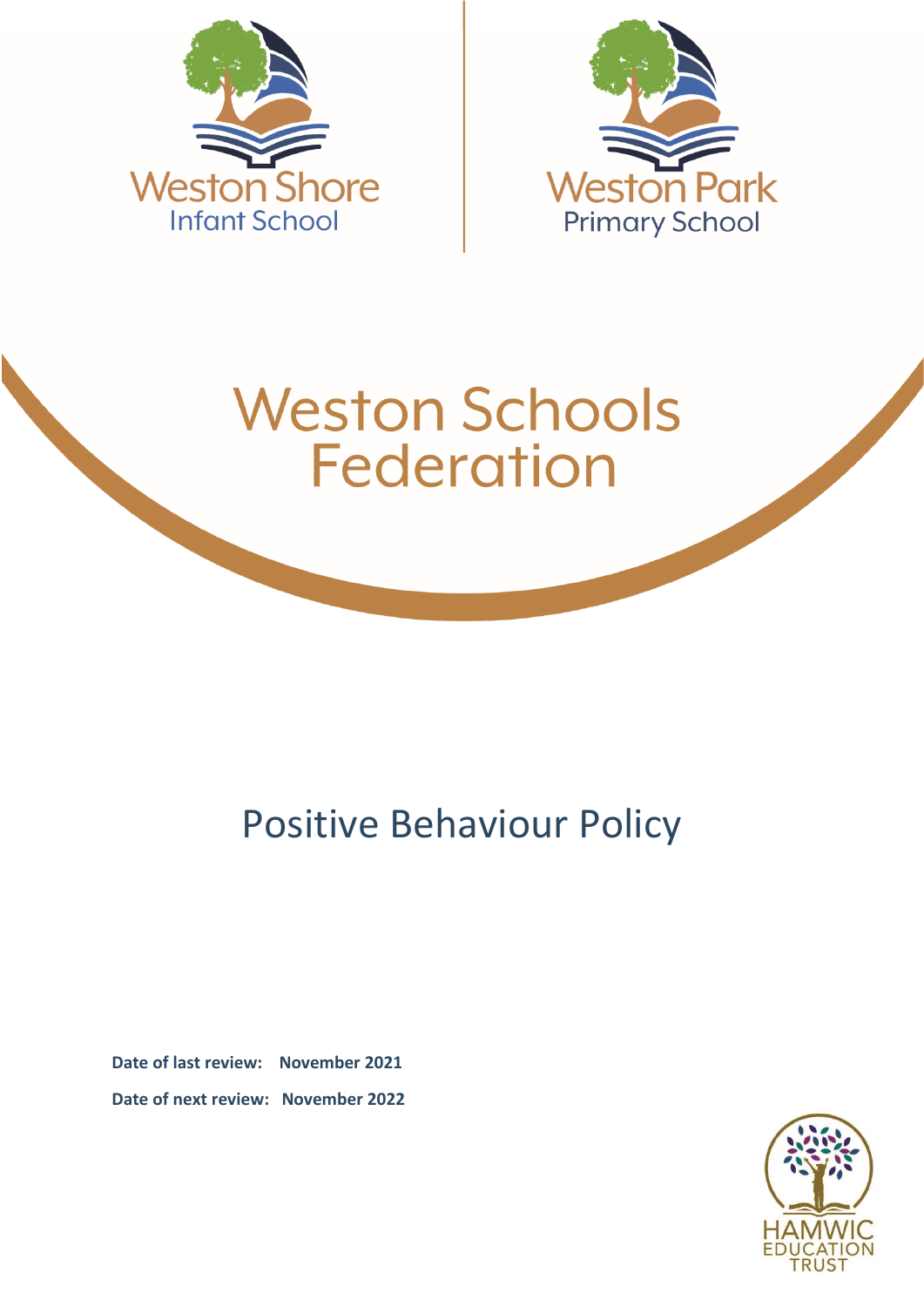Weston Shore
Infant School

Weston Park
Primary School

# Weston Schools Federation

## Positive Behaviour Policy

**Date of last review: November 2021**

**Date of next review: November 2022**

HAMWIC
EDUCATION
TRUST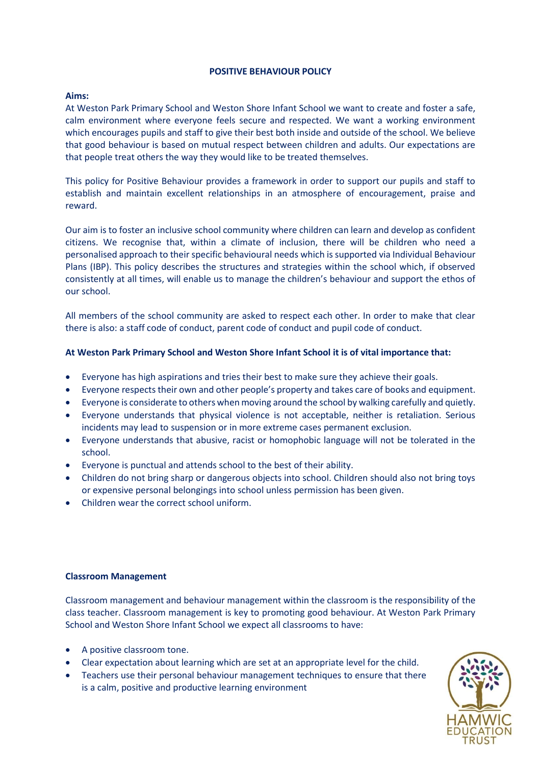## POSITIVE BEHAVIOUR POLICY

**Aims:**

At Weston Park Primary School and Weston Shore Infant School we want to create and foster a safe, calm environment where everyone feels secure and respected. We want a working environment which encourages pupils and staff to give their best both inside and outside of the school. We believe that good behaviour is based on mutual respect between children and adults. Our expectations are that people treat others the way they would like to be treated themselves.

This policy for Positive Behaviour provides a framework in order to support our pupils and staff to establish and maintain excellent relationships in an atmosphere of encouragement, praise and reward.

Our aim is to foster an inclusive school community where children can learn and develop as confident citizens. We recognise that, within a climate of inclusion, there will be children who need a personalised approach to their specific behavioural needs which is supported via Individual Behaviour Plans (IBP). This policy describes the structures and strategies within the school which, if observed consistently at all times, will enable us to manage the children's behaviour and support the ethos of our school.

All members of the school community are asked to respect each other. In order to make that clear there is also: a staff code of conduct, parent code of conduct and pupil code of conduct.

**At Weston Park Primary School and Weston Shore Infant School it is of vital importance that:**

- Everyone has high aspirations and tries their best to make sure they achieve their goals.
- Everyone respects their own and other people's property and takes care of books and equipment.
- Everyone is considerate to others when moving around the school by walking carefully and quietly.
- Everyone understands that physical violence is not acceptable, neither is retaliation. Serious incidents may lead to suspension or in more extreme cases permanent exclusion.
- Everyone understands that abusive, racist or homophobic language will not be tolerated in the school.
- Everyone is punctual and attends school to the best of their ability.
- Children do not bring sharp or dangerous objects into school. Children should also not bring toys or expensive personal belongings into school unless permission has been given.
- Children wear the correct school uniform.

**Classroom Management**

Classroom management and behaviour management within the classroom is the responsibility of the class teacher. Classroom management is key to promoting good behaviour. At Weston Park Primary School and Weston Shore Infant School we expect all classrooms to have:

- A positive classroom tone.
- Clear expectation about learning which are set at an appropriate level for the child.
- Teachers use their personal behaviour management techniques to ensure that there is a calm, positive and productive learning environment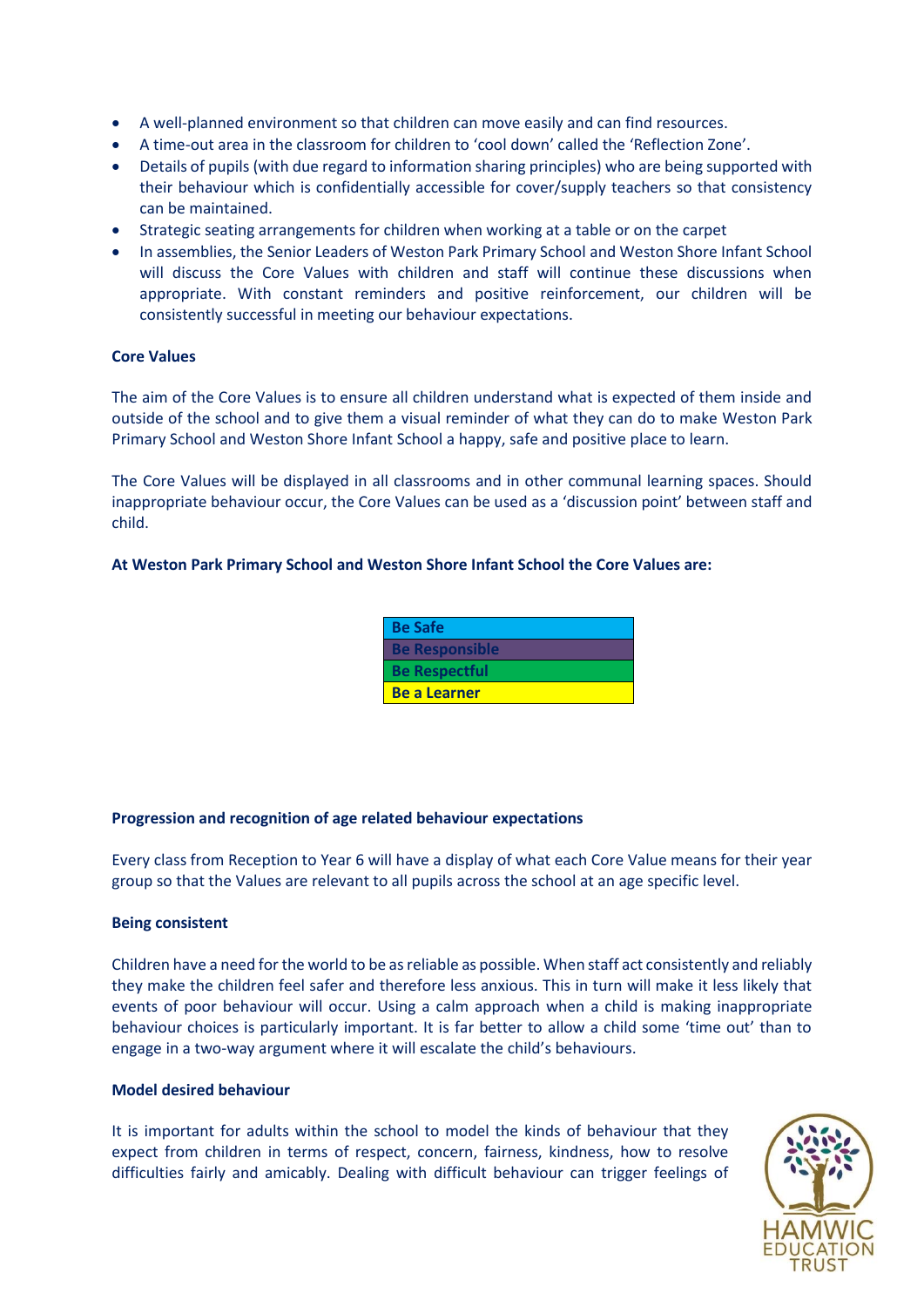- A well-planned environment so that children can move easily and can find resources.
- A time-out area in the classroom for children to 'cool down' called the 'Reflection Zone'.
- Details of pupils (with due regard to information sharing principles) who are being supported with their behaviour which is confidentially accessible for cover/supply teachers so that consistency can be maintained.
- Strategic seating arrangements for children when working at a table or on the carpet
- In assemblies, the Senior Leaders of Weston Park Primary School and Weston Shore Infant School will discuss the Core Values with children and staff will continue these discussions when appropriate. With constant reminders and positive reinforcement, our children will be consistently successful in meeting our behaviour expectations.

**Core Values**

The aim of the Core Values is to ensure all children understand what is expected of them inside and outside of the school and to give them a visual reminder of what they can do to make Weston Park Primary School and Weston Shore Infant School a happy, safe and positive place to learn.

The Core Values will be displayed in all classrooms and in other communal learning spaces. Should inappropriate behaviour occur, the Core Values can be used as a 'discussion point' between staff and child.

**At Weston Park Primary School and Weston Shore Infant School the Core Values are:**

| **Be Safe** |
|---|
| **Be Responsible** |
| **Be Respectful** |
| **Be a Learner** |

**Progression and recognition of age related behaviour expectations**

Every class from Reception to Year 6 will have a display of what each Core Value means for their year group so that the Values are relevant to all pupils across the school at an age specific level.

**Being consistent**

Children have a need for the world to be as reliable as possible. When staff act consistently and reliably they make the children feel safer and therefore less anxious. This in turn will make it less likely that events of poor behaviour will occur. Using a calm approach when a child is making inappropriate behaviour choices is particularly important. It is far better to allow a child some 'time out' than to engage in a two-way argument where it will escalate the child's behaviours.

**Model desired behaviour**

It is important for adults within the school to model the kinds of behaviour that they expect from children in terms of respect, concern, fairness, kindness, how to resolve difficulties fairly and amicably. Dealing with difficult behaviour can trigger feelings of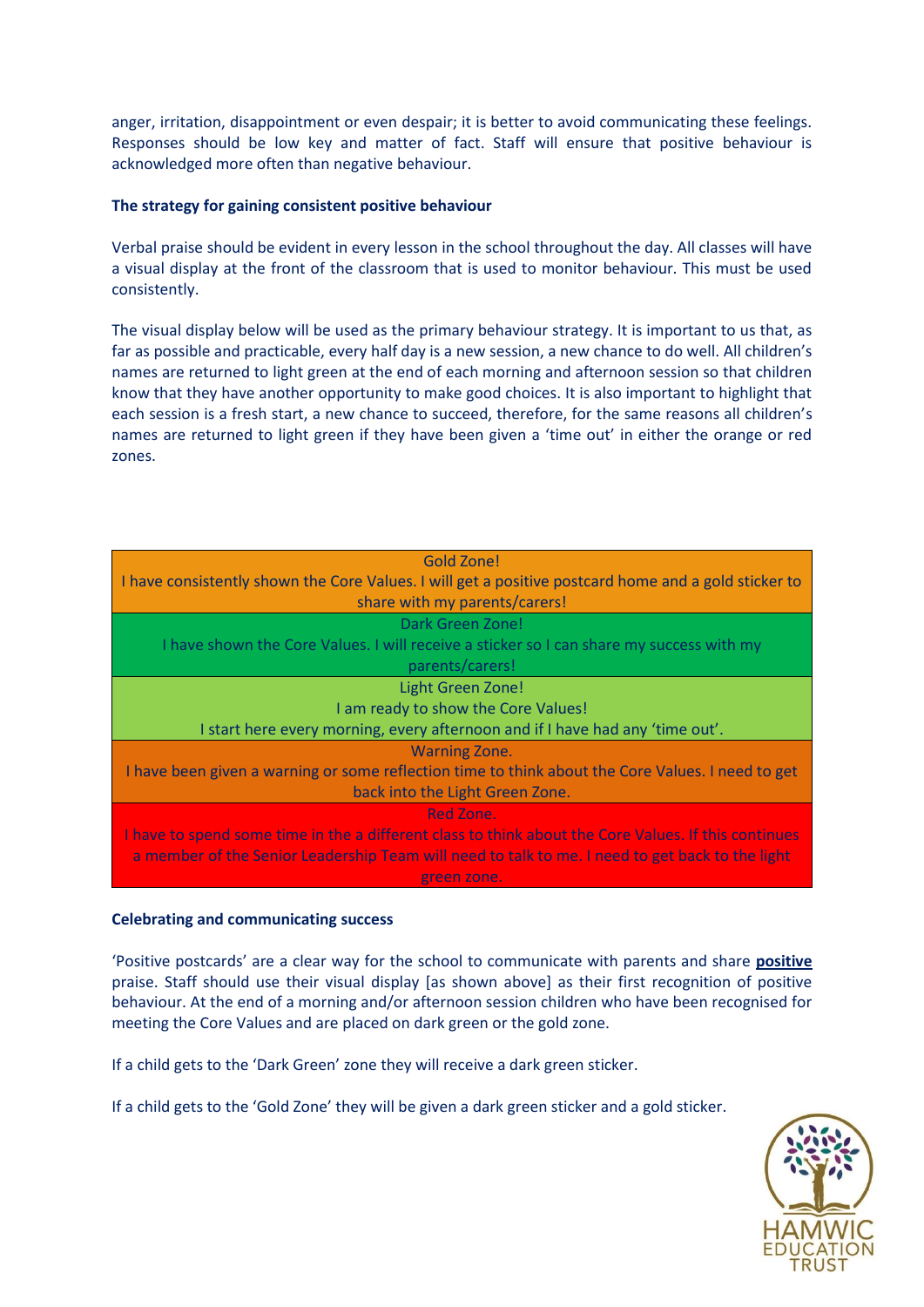anger, irritation, disappointment or even despair; it is better to avoid communicating these feelings. Responses should be low key and matter of fact. Staff will ensure that positive behaviour is acknowledged more often than negative behaviour.

**The strategy for gaining consistent positive behaviour**

Verbal praise should be evident in every lesson in the school throughout the day. All classes will have a visual display at the front of the classroom that is used to monitor behaviour. This must be used consistently.

The visual display below will be used as the primary behaviour strategy. It is important to us that, as far as possible and practicable, every half day is a new session, a new chance to do well. All children's names are returned to light green at the end of each morning and afternoon session so that children know that they have another opportunity to make good choices. It is also important to highlight that each session is a fresh start, a new chance to succeed, therefore, for the same reasons all children's names are returned to light green if they have been given a 'time out' in either the orange or red zones.

| Gold Zone!<br>I have consistently shown the Core Values. I will get a positive postcard home and a gold sticker to share with my parents/carers! |
|---|
| Dark Green Zone!<br>I have shown the Core Values. I will receive a sticker so I can share my success with my parents/carers! |
| Light Green Zone!<br>I am ready to show the Core Values!<br>I start here every morning, every afternoon and if I have had any 'time out'. |
| Warning Zone.<br>I have been given a warning or some reflection time to think about the Core Values. I need to get back into the Light Green Zone. |
| Red Zone.<br>I have to spend some time in the a different class to think about the Core Values. If this continues a member of the Senior Leadership Team will need to talk to me. I need to get back to the light green zone. |

**Celebrating and communicating success**

'Positive postcards' are a clear way for the school to communicate with parents and share **positive** praise. Staff should use their visual display [as shown above] as their first recognition of positive behaviour. At the end of a morning and/or afternoon session children who have been recognised for meeting the Core Values and are placed on dark green or the gold zone.

If a child gets to the 'Dark Green' zone they will receive a dark green sticker.

If a child gets to the 'Gold Zone' they will be given a dark green sticker and a gold sticker.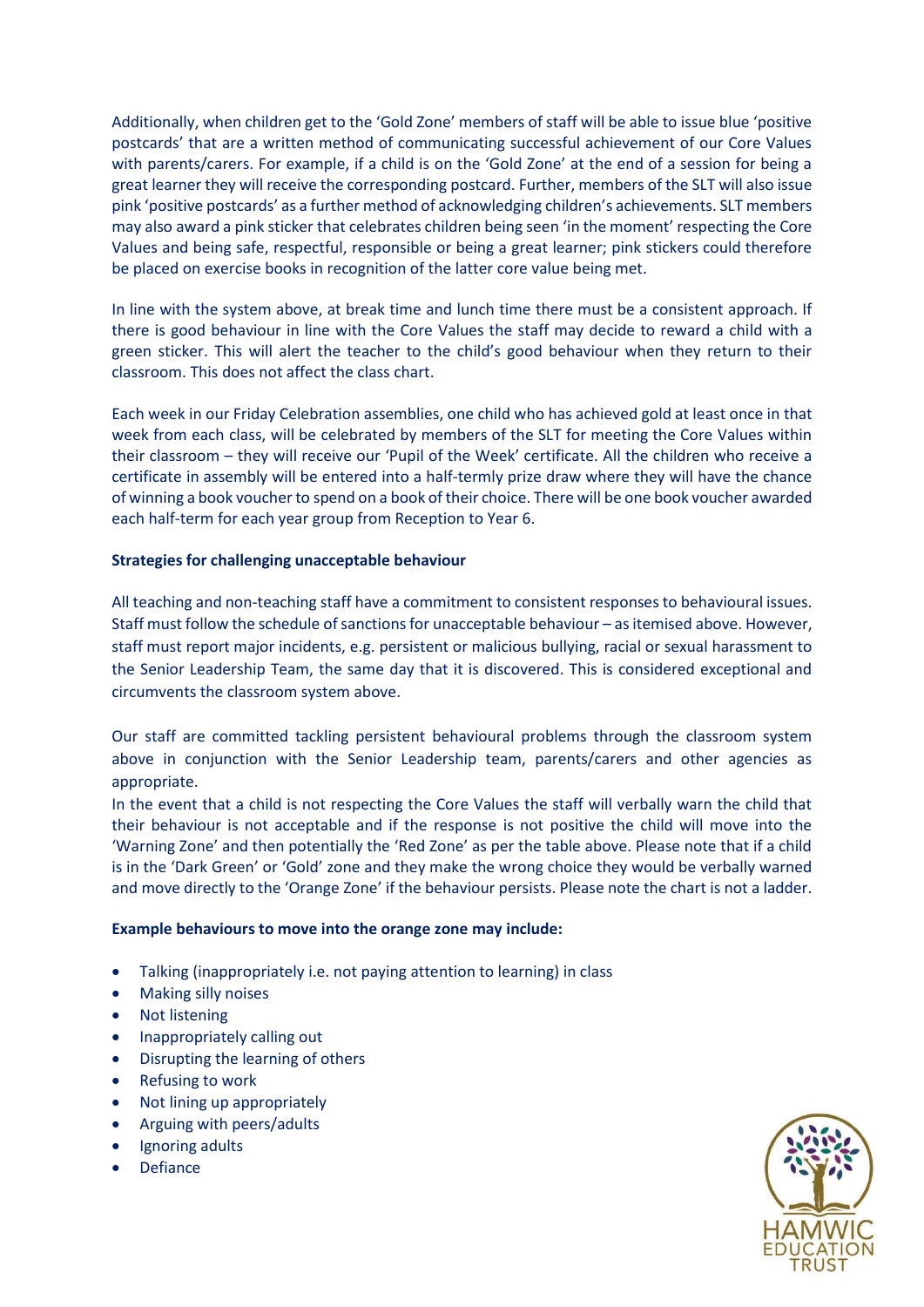Additionally, when children get to the 'Gold Zone' members of staff will be able to issue blue 'positive postcards' that are a written method of communicating successful achievement of our Core Values with parents/carers. For example, if a child is on the 'Gold Zone' at the end of a session for being a great learner they will receive the corresponding postcard. Further, members of the SLT will also issue pink 'positive postcards' as a further method of acknowledging children's achievements. SLT members may also award a pink sticker that celebrates children being seen 'in the moment' respecting the Core Values and being safe, respectful, responsible or being a great learner; pink stickers could therefore be placed on exercise books in recognition of the latter core value being met.

In line with the system above, at break time and lunch time there must be a consistent approach. If there is good behaviour in line with the Core Values the staff may decide to reward a child with a green sticker. This will alert the teacher to the child's good behaviour when they return to their classroom. This does not affect the class chart.

Each week in our Friday Celebration assemblies, one child who has achieved gold at least once in that week from each class, will be celebrated by members of the SLT for meeting the Core Values within their classroom – they will receive our 'Pupil of the Week' certificate. All the children who receive a certificate in assembly will be entered into a half-termly prize draw where they will have the chance of winning a book voucher to spend on a book of their choice. There will be one book voucher awarded each half-term for each year group from Reception to Year 6.

**Strategies for challenging unacceptable behaviour**

All teaching and non-teaching staff have a commitment to consistent responses to behavioural issues. Staff must follow the schedule of sanctions for unacceptable behaviour – as itemised above. However, staff must report major incidents, e.g. persistent or malicious bullying, racial or sexual harassment to the Senior Leadership Team, the same day that it is discovered. This is considered exceptional and circumvents the classroom system above.

Our staff are committed tackling persistent behavioural problems through the classroom system above in conjunction with the Senior Leadership team, parents/carers and other agencies as appropriate.
In the event that a child is not respecting the Core Values the staff will verbally warn the child that their behaviour is not acceptable and if the response is not positive the child will move into the 'Warning Zone' and then potentially the 'Red Zone' as per the table above. Please note that if a child is in the 'Dark Green' or 'Gold' zone and they make the wrong choice they would be verbally warned and move directly to the 'Orange Zone' if the behaviour persists. Please note the chart is not a ladder.

**Example behaviours to move into the orange zone may include:**

- Talking (inappropriately i.e. not paying attention to learning) in class
- Making silly noises
- Not listening
- Inappropriately calling out
- Disrupting the learning of others
- Refusing to work
- Not lining up appropriately
- Arguing with peers/adults
- Ignoring adults
- Defiance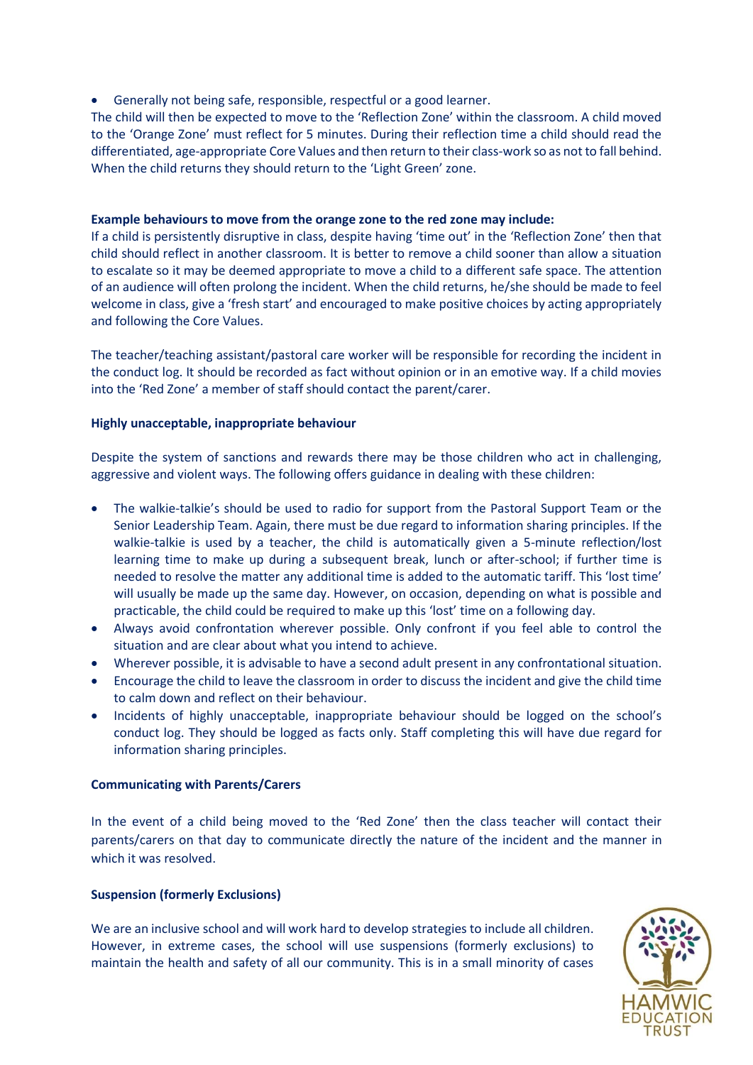- Generally not being safe, responsible, respectful or a good learner.

The child will then be expected to move to the 'Reflection Zone' within the classroom. A child moved to the 'Orange Zone' must reflect for 5 minutes. During their reflection time a child should read the differentiated, age-appropriate Core Values and then return to their class-work so as not to fall behind. When the child returns they should return to the 'Light Green' zone.

**Example behaviours to move from the orange zone to the red zone may include:**

If a child is persistently disruptive in class, despite having 'time out' in the 'Reflection Zone' then that child should reflect in another classroom. It is better to remove a child sooner than allow a situation to escalate so it may be deemed appropriate to move a child to a different safe space. The attention of an audience will often prolong the incident. When the child returns, he/she should be made to feel welcome in class, give a 'fresh start' and encouraged to make positive choices by acting appropriately and following the Core Values.

The teacher/teaching assistant/pastoral care worker will be responsible for recording the incident in the conduct log. It should be recorded as fact without opinion or in an emotive way. If a child movies into the 'Red Zone' a member of staff should contact the parent/carer.

**Highly unacceptable, inappropriate behaviour**

Despite the system of sanctions and rewards there may be those children who act in challenging, aggressive and violent ways. The following offers guidance in dealing with these children:

- The walkie-talkie's should be used to radio for support from the Pastoral Support Team or the Senior Leadership Team. Again, there must be due regard to information sharing principles. If the walkie-talkie is used by a teacher, the child is automatically given a 5-minute reflection/lost learning time to make up during a subsequent break, lunch or after-school; if further time is needed to resolve the matter any additional time is added to the automatic tariff. This 'lost time' will usually be made up the same day. However, on occasion, depending on what is possible and practicable, the child could be required to make up this 'lost' time on a following day.
- Always avoid confrontation wherever possible. Only confront if you feel able to control the situation and are clear about what you intend to achieve.
- Wherever possible, it is advisable to have a second adult present in any confrontational situation.
- Encourage the child to leave the classroom in order to discuss the incident and give the child time to calm down and reflect on their behaviour.
- Incidents of highly unacceptable, inappropriate behaviour should be logged on the school's conduct log. They should be logged as facts only. Staff completing this will have due regard for information sharing principles.

**Communicating with Parents/Carers**

In the event of a child being moved to the 'Red Zone' then the class teacher will contact their parents/carers on that day to communicate directly the nature of the incident and the manner in which it was resolved.

**Suspension (formerly Exclusions)**

We are an inclusive school and will work hard to develop strategies to include all children. However, in extreme cases, the school will use suspensions (formerly exclusions) to maintain the health and safety of all our community. This is in a small minority of cases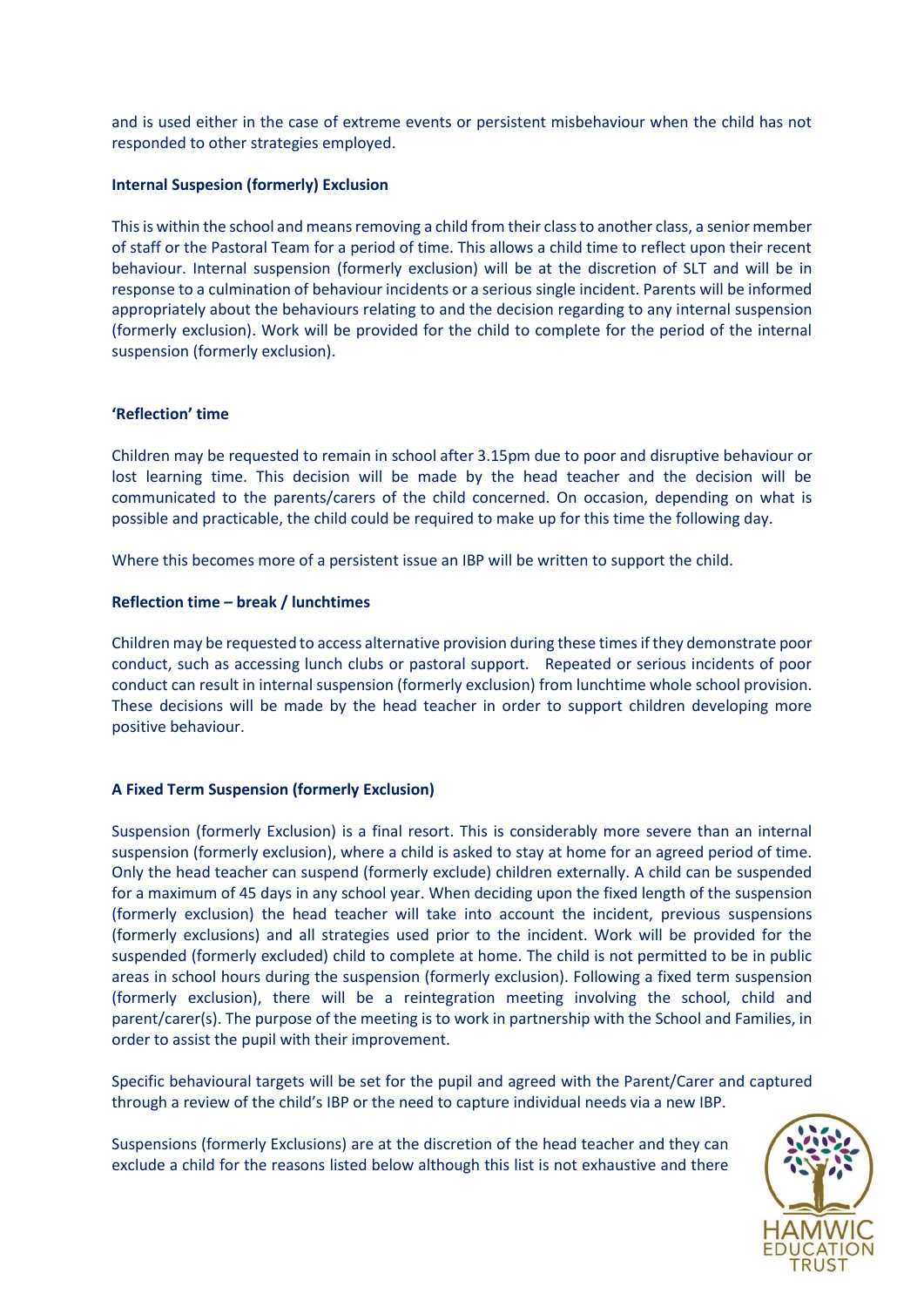and is used either in the case of extreme events or persistent misbehaviour when the child has not responded to other strategies employed.

**Internal Suspesion (formerly) Exclusion**

This is within the school and means removing a child from their class to another class, a senior member of staff or the Pastoral Team for a period of time. This allows a child time to reflect upon their recent behaviour. Internal suspension (formerly exclusion) will be at the discretion of SLT and will be in response to a culmination of behaviour incidents or a serious single incident. Parents will be informed appropriately about the behaviours relating to and the decision regarding to any internal suspension (formerly exclusion). Work will be provided for the child to complete for the period of the internal suspension (formerly exclusion).

**'Reflection' time**

Children may be requested to remain in school after 3.15pm due to poor and disruptive behaviour or lost learning time. This decision will be made by the head teacher and the decision will be communicated to the parents/carers of the child concerned. On occasion, depending on what is possible and practicable, the child could be required to make up for this time the following day.

Where this becomes more of a persistent issue an IBP will be written to support the child.

**Reflection time – break / lunchtimes**

Children may be requested to access alternative provision during these times if they demonstrate poor conduct, such as accessing lunch clubs or pastoral support. Repeated or serious incidents of poor conduct can result in internal suspension (formerly exclusion) from lunchtime whole school provision. These decisions will be made by the head teacher in order to support children developing more positive behaviour.

**A Fixed Term Suspension (formerly Exclusion)**

Suspension (formerly Exclusion) is a final resort. This is considerably more severe than an internal suspension (formerly exclusion), where a child is asked to stay at home for an agreed period of time. Only the head teacher can suspend (formerly exclude) children externally. A child can be suspended for a maximum of 45 days in any school year. When deciding upon the fixed length of the suspension (formerly exclusion) the head teacher will take into account the incident, previous suspensions (formerly exclusions) and all strategies used prior to the incident. Work will be provided for the suspended (formerly excluded) child to complete at home. The child is not permitted to be in public areas in school hours during the suspension (formerly exclusion). Following a fixed term suspension (formerly exclusion), there will be a reintegration meeting involving the school, child and parent/carer(s). The purpose of the meeting is to work in partnership with the School and Families, in order to assist the pupil with their improvement.

Specific behavioural targets will be set for the pupil and agreed with the Parent/Carer and captured through a review of the child's IBP or the need to capture individual needs via a new IBP.

Suspensions (formerly Exclusions) are at the discretion of the head teacher and they can exclude a child for the reasons listed below although this list is not exhaustive and there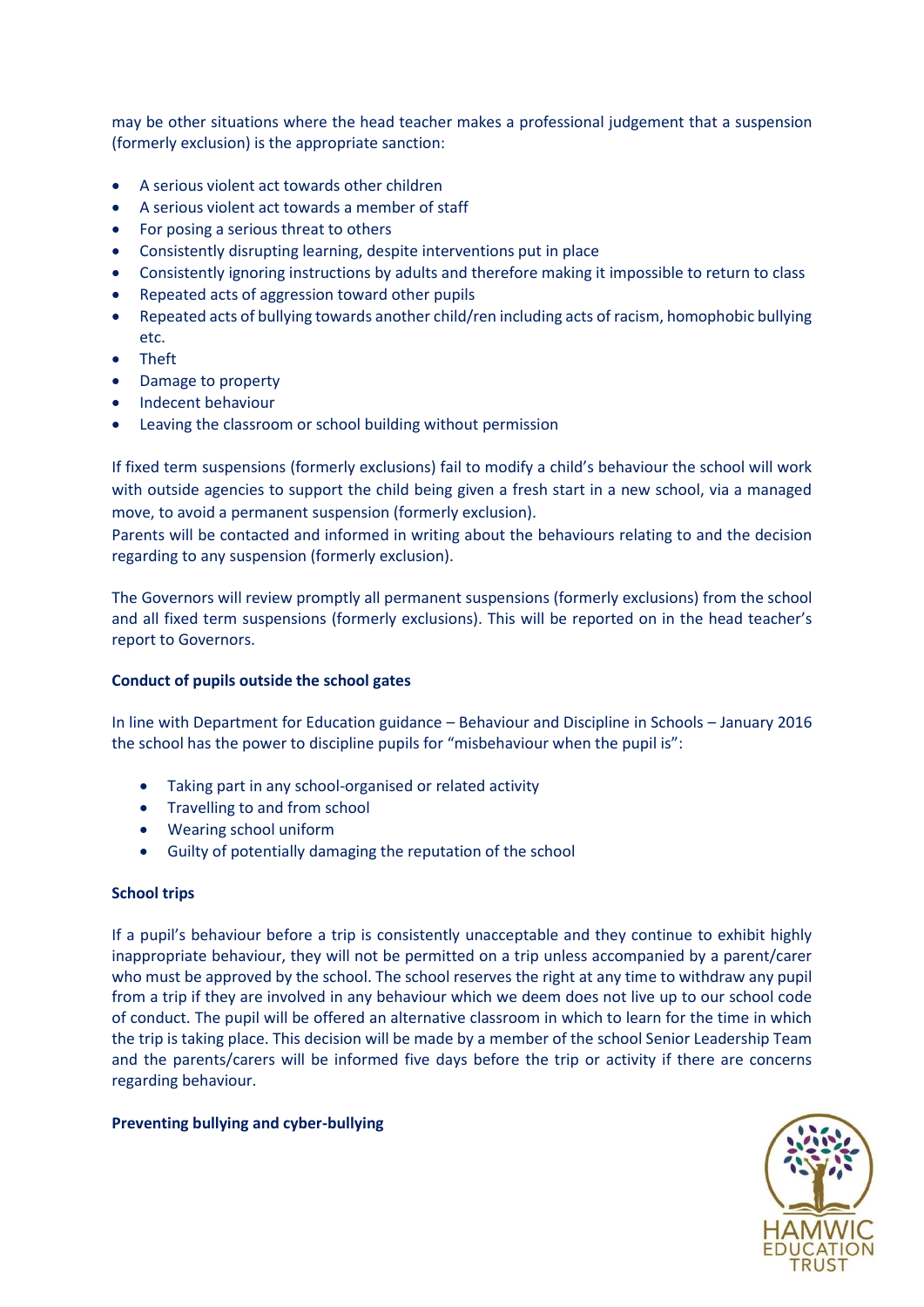may be other situations where the head teacher makes a professional judgement that a suspension (formerly exclusion) is the appropriate sanction:

- A serious violent act towards other children
- A serious violent act towards a member of staff
- For posing a serious threat to others
- Consistently disrupting learning, despite interventions put in place
- Consistently ignoring instructions by adults and therefore making it impossible to return to class
- Repeated acts of aggression toward other pupils
- Repeated acts of bullying towards another child/ren including acts of racism, homophobic bullying etc.
- Theft
- Damage to property
- Indecent behaviour
- Leaving the classroom or school building without permission

If fixed term suspensions (formerly exclusions) fail to modify a child's behaviour the school will work with outside agencies to support the child being given a fresh start in a new school, via a managed move, to avoid a permanent suspension (formerly exclusion).
Parents will be contacted and informed in writing about the behaviours relating to and the decision regarding to any suspension (formerly exclusion).

The Governors will review promptly all permanent suspensions (formerly exclusions) from the school and all fixed term suspensions (formerly exclusions). This will be reported on in the head teacher's report to Governors.

**Conduct of pupils outside the school gates**

In line with Department for Education guidance – Behaviour and Discipline in Schools – January 2016 the school has the power to discipline pupils for "misbehaviour when the pupil is":

- Taking part in any school-organised or related activity
- Travelling to and from school
- Wearing school uniform
- Guilty of potentially damaging the reputation of the school

**School trips**

If a pupil's behaviour before a trip is consistently unacceptable and they continue to exhibit highly inappropriate behaviour, they will not be permitted on a trip unless accompanied by a parent/carer who must be approved by the school. The school reserves the right at any time to withdraw any pupil from a trip if they are involved in any behaviour which we deem does not live up to our school code of conduct. The pupil will be offered an alternative classroom in which to learn for the time in which the trip is taking place. This decision will be made by a member of the school Senior Leadership Team and the parents/carers will be informed five days before the trip or activity if there are concerns regarding behaviour.

**Preventing bullying and cyber-bullying**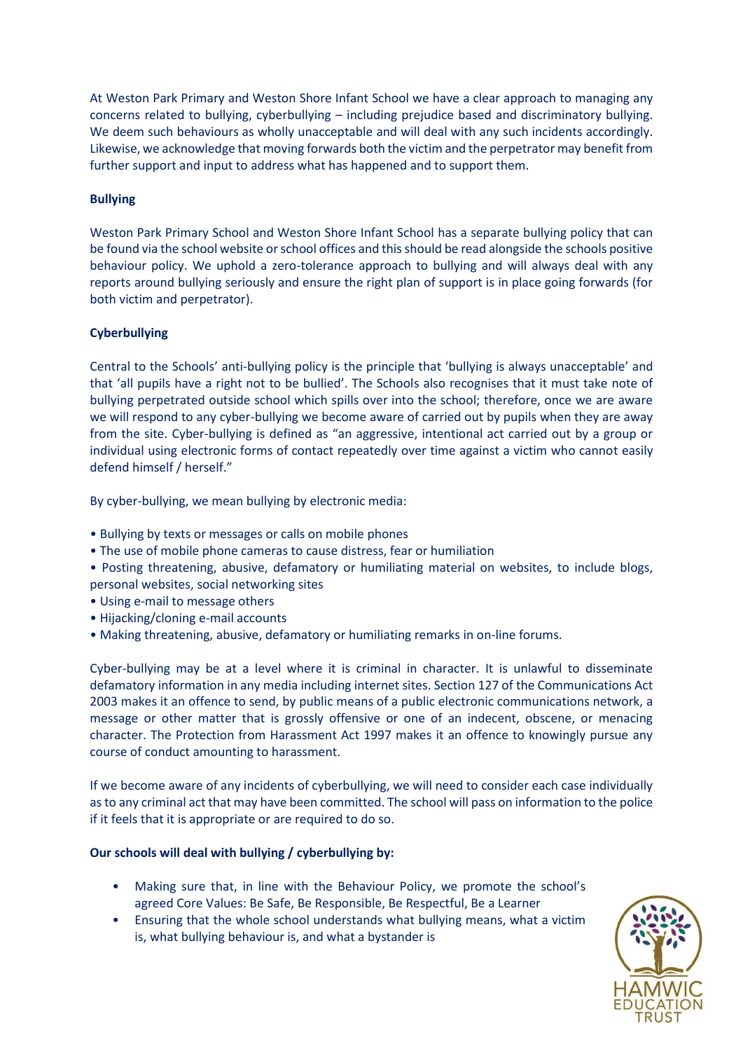At Weston Park Primary and Weston Shore Infant School we have a clear approach to managing any concerns related to bullying, cyberbullying – including prejudice based and discriminatory bullying. We deem such behaviours as wholly unacceptable and will deal with any such incidents accordingly. Likewise, we acknowledge that moving forwards both the victim and the perpetrator may benefit from further support and input to address what has happened and to support them.

**Bullying**

Weston Park Primary School and Weston Shore Infant School has a separate bullying policy that can be found via the school website or school offices and this should be read alongside the schools positive behaviour policy. We uphold a zero-tolerance approach to bullying and will always deal with any reports around bullying seriously and ensure the right plan of support is in place going forwards (for both victim and perpetrator).

**Cyberbullying**

Central to the Schools' anti-bullying policy is the principle that 'bullying is always unacceptable' and that 'all pupils have a right not to be bullied'. The Schools also recognises that it must take note of bullying perpetrated outside school which spills over into the school; therefore, once we are aware we will respond to any cyber-bullying we become aware of carried out by pupils when they are away from the site. Cyber-bullying is defined as "an aggressive, intentional act carried out by a group or individual using electronic forms of contact repeatedly over time against a victim who cannot easily defend himself / herself."

By cyber-bullying, we mean bullying by electronic media:

- Bullying by texts or messages or calls on mobile phones
- The use of mobile phone cameras to cause distress, fear or humiliation
- Posting threatening, abusive, defamatory or humiliating material on websites, to include blogs, personal websites, social networking sites
- Using e-mail to message others
- Hijacking/cloning e-mail accounts
- Making threatening, abusive, defamatory or humiliating remarks in on-line forums.

Cyber-bullying may be at a level where it is criminal in character. It is unlawful to disseminate defamatory information in any media including internet sites. Section 127 of the Communications Act 2003 makes it an offence to send, by public means of a public electronic communications network, a message or other matter that is grossly offensive or one of an indecent, obscene, or menacing character. The Protection from Harassment Act 1997 makes it an offence to knowingly pursue any course of conduct amounting to harassment.

If we become aware of any incidents of cyberbullying, we will need to consider each case individually as to any criminal act that may have been committed. The school will pass on information to the police if it feels that it is appropriate or are required to do so.

**Our schools will deal with bullying / cyberbullying by:**

- Making sure that, in line with the Behaviour Policy, we promote the school's agreed Core Values: Be Safe, Be Responsible, Be Respectful, Be a Learner
- Ensuring that the whole school understands what bullying means, what a victim is, what bullying behaviour is, and what a bystander is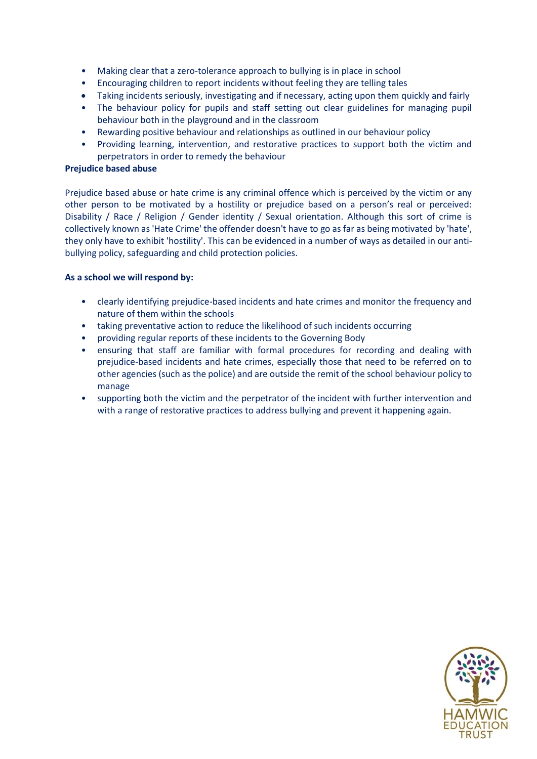- Making clear that a zero-tolerance approach to bullying is in place in school
- Encouraging children to report incidents without feeling they are telling tales
- Taking incidents seriously, investigating and if necessary, acting upon them quickly and fairly
- The behaviour policy for pupils and staff setting out clear guidelines for managing pupil behaviour both in the playground and in the classroom
- Rewarding positive behaviour and relationships as outlined in our behaviour policy
- Providing learning, intervention, and restorative practices to support both the victim and perpetrators in order to remedy the behaviour

**Prejudice based abuse**

Prejudice based abuse or hate crime is any criminal offence which is perceived by the victim or any other person to be motivated by a hostility or prejudice based on a person's real or perceived: Disability / Race / Religion / Gender identity / Sexual orientation. Although this sort of crime is collectively known as 'Hate Crime' the offender doesn't have to go as far as being motivated by 'hate', they only have to exhibit 'hostility'. This can be evidenced in a number of ways as detailed in our anti-bullying policy, safeguarding and child protection policies.

**As a school we will respond by:**

- clearly identifying prejudice-based incidents and hate crimes and monitor the frequency and nature of them within the schools
- taking preventative action to reduce the likelihood of such incidents occurring
- providing regular reports of these incidents to the Governing Body
- ensuring that staff are familiar with formal procedures for recording and dealing with prejudice-based incidents and hate crimes, especially those that need to be referred on to other agencies (such as the police) and are outside the remit of the school behaviour policy to manage
- supporting both the victim and the perpetrator of the incident with further intervention and with a range of restorative practices to address bullying and prevent it happening again.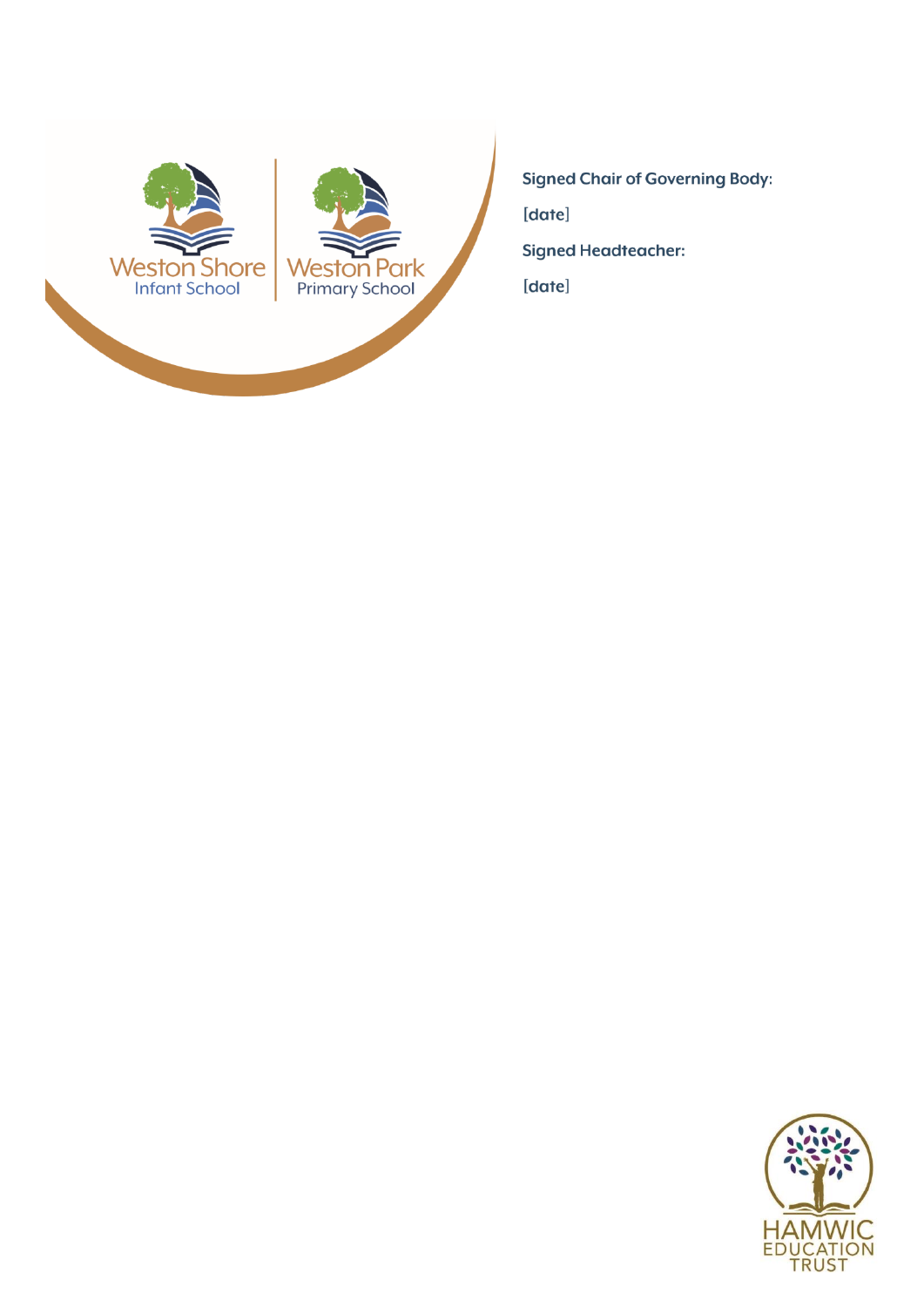**Signed Chair of Governing Body:**

**[date]**

**Signed Headteacher:**

**[date]**